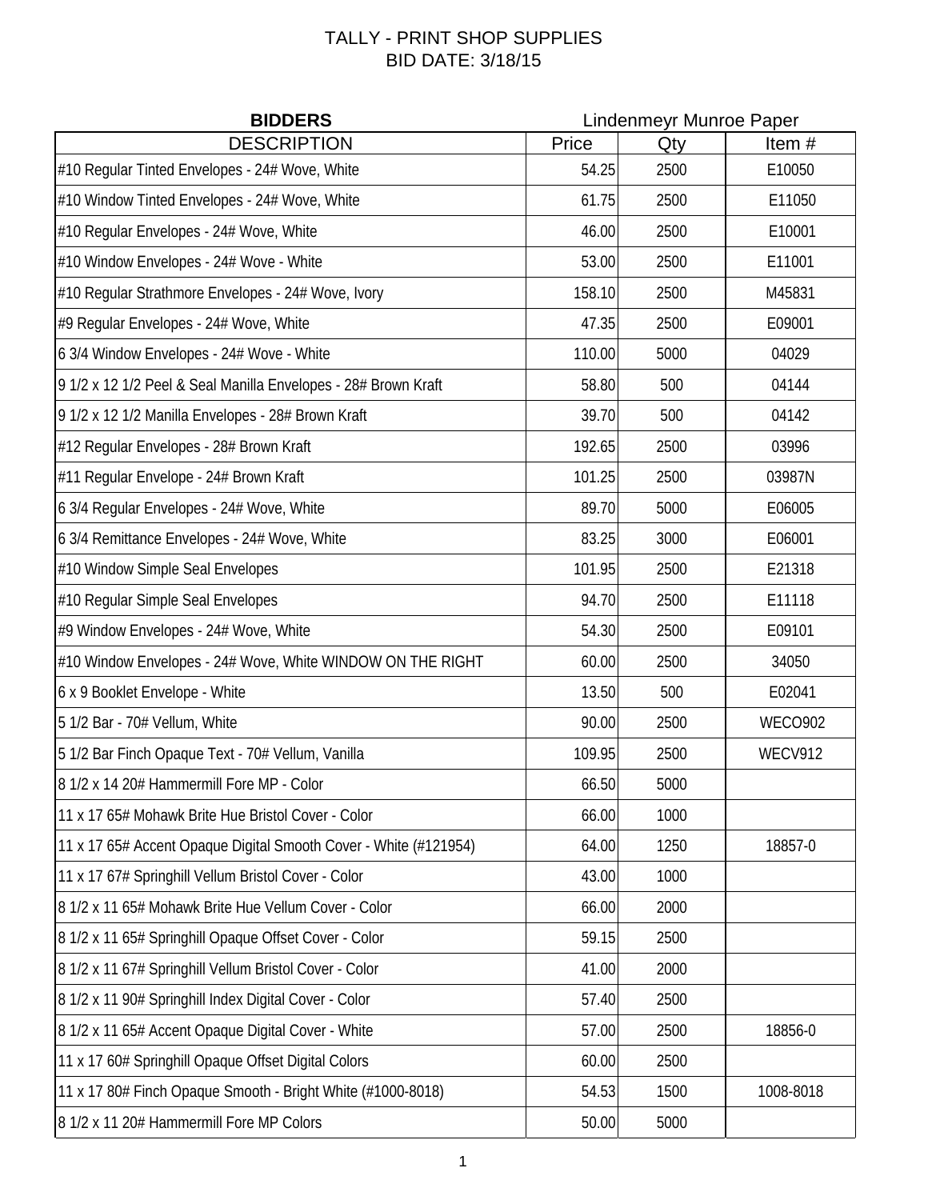# TALLY - PRINT SHOP SUPPLIES
## BID DATE: 3/18/15

| BIDDERS | Lindenmeyr Munroe Paper | | |
|---|---|---|---|
| DESCRIPTION | Price | Qty | Item # |
| #10 Regular Tinted Envelopes - 24# Wove, White | 54.25 | 2500 | E10050 |
| #10 Window Tinted Envelopes - 24# Wove, White | 61.75 | 2500 | E11050 |
| #10 Regular Envelopes - 24# Wove, White | 46.00 | 2500 | E10001 |
| #10 Window Envelopes - 24# Wove - White | 53.00 | 2500 | E11001 |
| #10 Regular Strathmore Envelopes - 24# Wove, Ivory | 158.10 | 2500 | M45831 |
| #9 Regular Envelopes - 24# Wove, White | 47.35 | 2500 | E09001 |
| 6 3/4 Window Envelopes - 24# Wove - White | 110.00 | 5000 | 04029 |
| 9 1/2 x 12 1/2 Peel & Seal Manilla Envelopes - 28# Brown Kraft | 58.80 | 500 | 04144 |
| 9 1/2 x 12 1/2 Manilla Envelopes - 28# Brown Kraft | 39.70 | 500 | 04142 |
| #12 Regular Envelopes - 28# Brown Kraft | 192.65 | 2500 | 03996 |
| #11 Regular Envelope - 24# Brown Kraft | 101.25 | 2500 | 03987N |
| 6 3/4 Regular Envelopes - 24# Wove, White | 89.70 | 5000 | E06005 |
| 6 3/4 Remittance Envelopes - 24# Wove, White | 83.25 | 3000 | E06001 |
| #10 Window Simple Seal Envelopes | 101.95 | 2500 | E21318 |
| #10 Regular Simple Seal Envelopes | 94.70 | 2500 | E11118 |
| #9 Window Envelopes - 24# Wove, White | 54.30 | 2500 | E09101 |
| #10 Window Envelopes - 24# Wove, White WINDOW ON THE RIGHT | 60.00 | 2500 | 34050 |
| 6 x 9 Booklet Envelope - White | 13.50 | 500 | E02041 |
| 5 1/2 Bar - 70# Vellum, White | 90.00 | 2500 | WECO902 |
| 5 1/2 Bar Finch Opaque Text - 70# Vellum, Vanilla | 109.95 | 2500 | WECV912 |
| 8 1/2 x 14 20# Hammermill Fore MP - Color | 66.50 | 5000 | |
| 11 x 17 65# Mohawk Brite Hue Bristol Cover - Color | 66.00 | 1000 | |
| 11 x 17 65# Accent Opaque Digital Smooth Cover - White (#121954) | 64.00 | 1250 | 18857-0 |
| 11 x 17 67# Springhill Vellum Bristol Cover - Color | 43.00 | 1000 | |
| 8 1/2 x 11 65# Mohawk Brite Hue Vellum Cover - Color | 66.00 | 2000 | |
| 8 1/2 x 11 65# Springhill Opaque Offset Cover - Color | 59.15 | 2500 | |
| 8 1/2 x 11 67# Springhill Vellum Bristol Cover - Color | 41.00 | 2000 | |
| 8 1/2 x 11 90# Springhill Index Digital Cover - Color | 57.40 | 2500 | |
| 8 1/2 x 11 65# Accent Opaque Digital Cover - White | 57.00 | 2500 | 18856-0 |
| 11 x 17 60# Springhill Opaque Offset Digital Colors | 60.00 | 2500 | |
| 11 x 17 80# Finch Opaque Smooth - Bright White (#1000-8018) | 54.53 | 1500 | 1008-8018 |
| 8 1/2 x 11 20# Hammermill Fore MP Colors | 50.00 | 5000 | |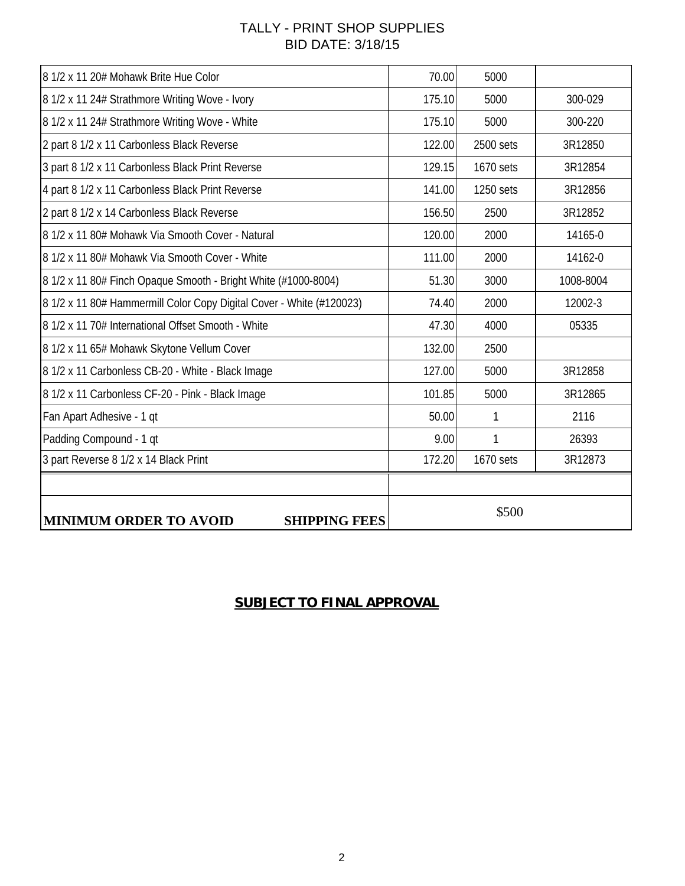TALLY - PRINT SHOP SUPPLIES
BID DATE: 3/18/15

| | | | |
|---|---|---|---|
| 8 1/2 x 11 20# Mohawk Brite Hue Color | 70.00 | 5000 | |
| 8 1/2 x 11 24# Strathmore Writing Wove - Ivory | 175.10 | 5000 | 300-029 |
| 8 1/2 x 11 24# Strathmore Writing Wove - White | 175.10 | 5000 | 300-220 |
| 2 part 8 1/2 x 11 Carbonless Black Reverse | 122.00 | 2500 sets | 3R12850 |
| 3 part 8 1/2 x 11 Carbonless Black Print Reverse | 129.15 | 1670 sets | 3R12854 |
| 4 part 8 1/2 x 11 Carbonless Black Print Reverse | 141.00 | 1250 sets | 3R12856 |
| 2 part 8 1/2 x 14 Carbonless Black Reverse | 156.50 | 2500 | 3R12852 |
| 8 1/2 x 11 80# Mohawk Via Smooth Cover - Natural | 120.00 | 2000 | 14165-0 |
| 8 1/2 x 11 80# Mohawk Via Smooth Cover - White | 111.00 | 2000 | 14162-0 |
| 8 1/2 x 11 80# Finch Opaque Smooth - Bright White (#1000-8004) | 51.30 | 3000 | 1008-8004 |
| 8 1/2 x 11 80# Hammermill Color Copy Digital Cover - White (#120023) | 74.40 | 2000 | 12002-3 |
| 8 1/2 x 11 70# International Offset Smooth - White | 47.30 | 4000 | 05335 |
| 8 1/2 x 11 65# Mohawk Skytone Vellum Cover | 132.00 | 2500 | |
| 8 1/2 x 11 Carbonless CB-20 - White - Black Image | 127.00 | 5000 | 3R12858 |
| 8 1/2 x 11 Carbonless CF-20 - Pink - Black Image | 101.85 | 5000 | 3R12865 |
| Fan Apart Adhesive - 1 qt | 50.00 | 1 | 2116 |
| Padding Compound - 1 qt | 9.00 | 1 | 26393 |
| 3 part Reverse 8 1/2 x 14 Black Print | 172.20 | 1670 sets | 3R12873 |
| | | | |
| **MINIMUM ORDER TO AVOID SHIPPING FEES** | $500 | | |

**SUBJECT TO FINAL APPROVAL**